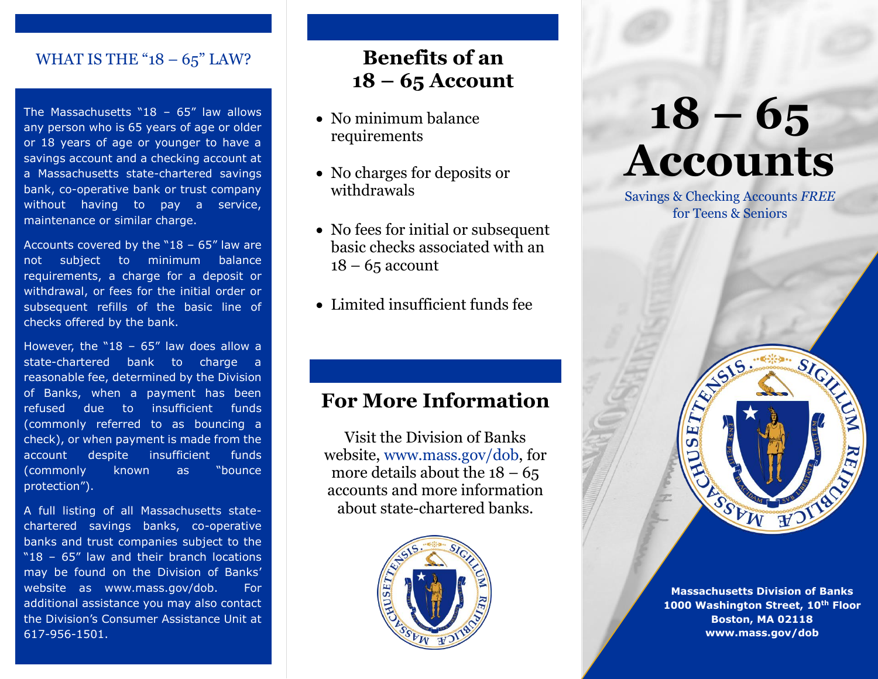## WHAT IS THE "18 – 65" LAW?

The Massachusetts "18 – 65" law allows any person who is 65 years of age or older or 18 years of age or younger to have a savings account and a checking account at a Massachusetts state-chartered savings bank, co-operative bank or trust company without having to pay a service, maintenance or similar charge.

Accounts covered by the "18 – 65" law are not subject to minimum balance requirements, a charge for a deposit or withdrawal, or fees for the initial order or subsequent refills of the basic line of checks offered by the bank.

However, the "18 – 65" law does allow a state-chartered bank to charge a reasonable fee, determined by the Division of Banks, when a payment has been refused due to insufficient funds (commonly referred to as bouncing a check), or when payment is made from the account despite insufficient funds (commonly known as "bounce protection").

A full listing of all Massachusetts state-chartered savings banks, co-operative banks and trust companies subject to the "18 – 65" law and their branch locations may be found on the Division of Banks' website as www.mass.gov/dob. For additional assistance you may also contact the Division's Consumer Assistance Unit at 617-956-1501.

## Benefits of an 18 – 65 Account

- No minimum balance requirements
- No charges for deposits or withdrawals
- No fees for initial or subsequent basic checks associated with an 18 – 65 account
- Limited insufficient funds fee

## For More Information

Visit the Division of Banks website, www.mass.gov/dob, for more details about the 18 – 65 accounts and more information about state-chartered banks.

# 18 – 65 Accounts

Savings & Checking Accounts *FREE* for Teens & Seniors

**Massachusetts Division of Banks**
**1000 Washington Street, 10th Floor**
**Boston, MA 02118**
**www.mass.gov/dob**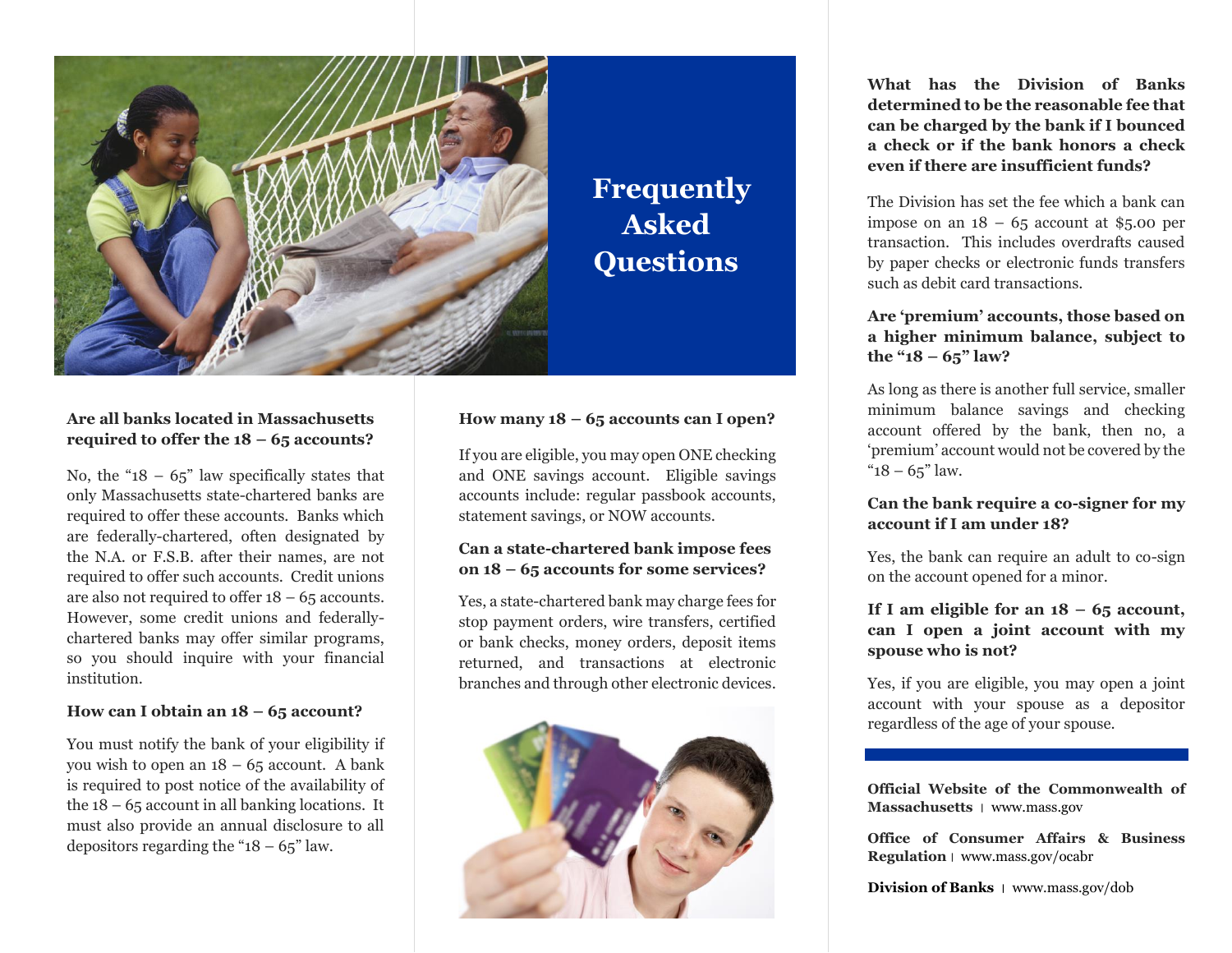# Frequently Asked Questions

### Are all banks located in Massachusetts required to offer the 18 – 65 accounts?

No, the "18 – 65" law specifically states that only Massachusetts state-chartered banks are required to offer these accounts. Banks which are federally-chartered, often designated by the N.A. or F.S.B. after their names, are not required to offer such accounts. Credit unions are also not required to offer 18 – 65 accounts. However, some credit unions and federally-chartered banks may offer similar programs, so you should inquire with your financial institution.

### How can I obtain an 18 – 65 account?

You must notify the bank of your eligibility if you wish to open an 18 – 65 account. A bank is required to post notice of the availability of the 18 – 65 account in all banking locations. It must also provide an annual disclosure to all depositors regarding the "18 – 65" law.

### How many 18 – 65 accounts can I open?

If you are eligible, you may open ONE checking and ONE savings account. Eligible savings accounts include: regular passbook accounts, statement savings, or NOW accounts.

### Can a state-chartered bank impose fees on 18 – 65 accounts for some services?

Yes, a state-chartered bank may charge fees for stop payment orders, wire transfers, certified or bank checks, money orders, deposit items returned, and transactions at electronic branches and through other electronic devices.

### What has the Division of Banks determined to be the reasonable fee that can be charged by the bank if I bounced a check or if the bank honors a check even if there are insufficient funds?

The Division has set the fee which a bank can impose on an 18 – 65 account at $5.00 per transaction. This includes overdrafts caused by paper checks or electronic funds transfers such as debit card transactions.

### Are 'premium' accounts, those based on a higher minimum balance, subject to the "18 – 65" law?

As long as there is another full service, smaller minimum balance savings and checking account offered by the bank, then no, a 'premium' account would not be covered by the "18 – 65" law.

### Can the bank require a co-signer for my account if I am under 18?

Yes, the bank can require an adult to co-sign on the account opened for a minor.

### If I am eligible for an 18 – 65 account, can I open a joint account with my spouse who is not?

Yes, if you are eligible, you may open a joint account with your spouse as a depositor regardless of the age of your spouse.

---

**Official Website of the Commonwealth of Massachusetts** | www.mass.gov

**Office of Consumer Affairs & Business Regulation** | www.mass.gov/ocabr

**Division of Banks** | www.mass.gov/dob